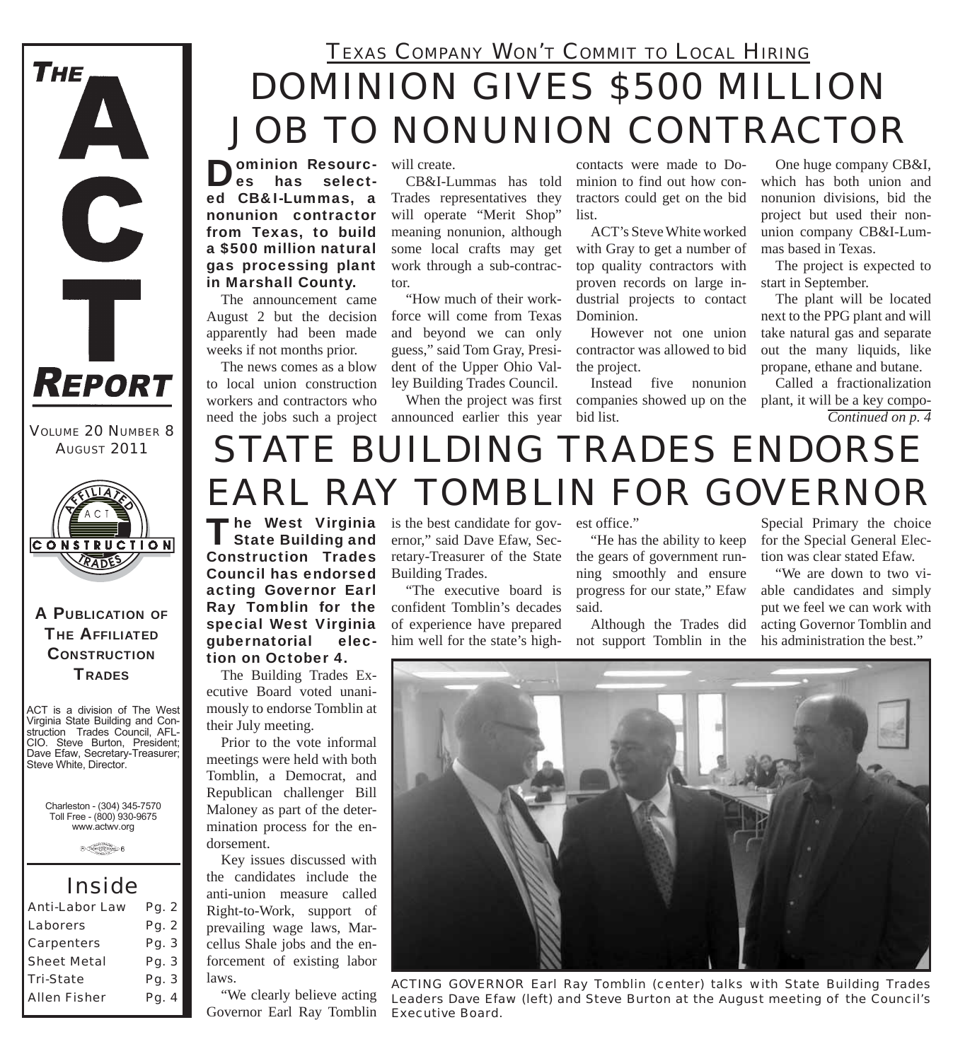# THE ACT REPORT

VOLUME 20 NUMBER 8
AUGUST 2011

**A PUBLICATION OF THE AFFILIATED CONSTRUCTION TRADES**

ACT is a division of The West Virginia State Building and Construction Trades Council, AFL-CIO. Steve Burton, President; Dave Efaw, Secretary-Treasurer; Steve White, Director.

Charleston - (304) 345-7570
Toll Free - (800) 930-9675
www.actwv.org

## Inside

| | |
|---|---|
| Anti-Labor Law | Pg. 2 |
| Laborers | Pg. 2 |
| Carpenters | Pg. 3 |
| Sheet Metal | Pg. 3 |
| Tri-State | Pg. 3 |
| Allen Fisher | Pg. 4 |

### TEXAS COMPANY WON'T COMMIT TO LOCAL HIRING

# DOMINION GIVES $500 MILLION JOB TO NONUNION CONTRACTOR

**Dominion Resources has selected CB&I-Lummas, a nonunion contractor from Texas, to build a $500 million natural gas processing plant in Marshall County.**

The announcement came August 2 but the decision apparently had been made weeks if not months prior.

The news comes as a blow to local union construction workers and contractors who need the jobs such a project will create.

CB&I-Lummas has told Trades representatives they will operate "Merit Shop" meaning nonunion, although some local crafts may get work through a sub-contractor.

"How much of their workforce will come from Texas and beyond we can only guess," said Tom Gray, President of the Upper Ohio Valley Building Trades Council.

When the project was first announced earlier this year contacts were made to Dominion to find out how contractors could get on the bid list.

ACT's Steve White worked with Gray to get a number of top quality contractors with proven records on large industrial projects to contact Dominion.

However not one union contractor was allowed to bid the project.

Instead five nonunion companies showed up on the bid list.

One huge company CB&I, which has both union and nonunion divisions, bid the project but used their nonunion company CB&I-Lummas based in Texas.

The project is expected to start in September.

The plant will be located next to the PPG plant and will take natural gas and separate out the many liquids, like propane, ethane and butane.

Called a fractionalization plant, it will be a key compo-

*Continued on p. 4*

# STATE BUILDING TRADES ENDORSE EARL RAY TOMBLIN FOR GOVERNOR

**The West Virginia State Building and Construction Trades Council has endorsed acting Governor Earl Ray Tomblin for the special West Virginia gubernatorial election on October 4.**

The Building Trades Executive Board voted unanimously to endorse Tomblin at their July meeting.

Prior to the vote informal meetings were held with both Tomblin, a Democrat, and Republican challenger Bill Maloney as part of the determination process for the endorsement.

Key issues discussed with the candidates include the anti-union measure called Right-to-Work, support of prevailing wage laws, Marcellus Shale jobs and the enforcement of existing labor laws.

"We clearly believe acting Governor Earl Ray Tomblin is the best candidate for governor," said Dave Efaw, Secretary-Treasurer of the State Building Trades.

"The executive board is confident Tomblin's decades of experience have prepared him well for the state's highest office."

"He has the ability to keep the gears of government running smoothly and ensure progress for our state," Efaw said.

Although the Trades did not support Tomblin in the Special Primary the choice for the Special General Election was clear stated Efaw.

"We are down to two viable candidates and simply put we feel we can work with acting Governor Tomblin and his administration the best."

ACTING GOVERNOR Earl Ray Tomblin (center) talks with State Building Trades Leaders Dave Efaw (left) and Steve Burton at the August meeting of the Council's Executive Board.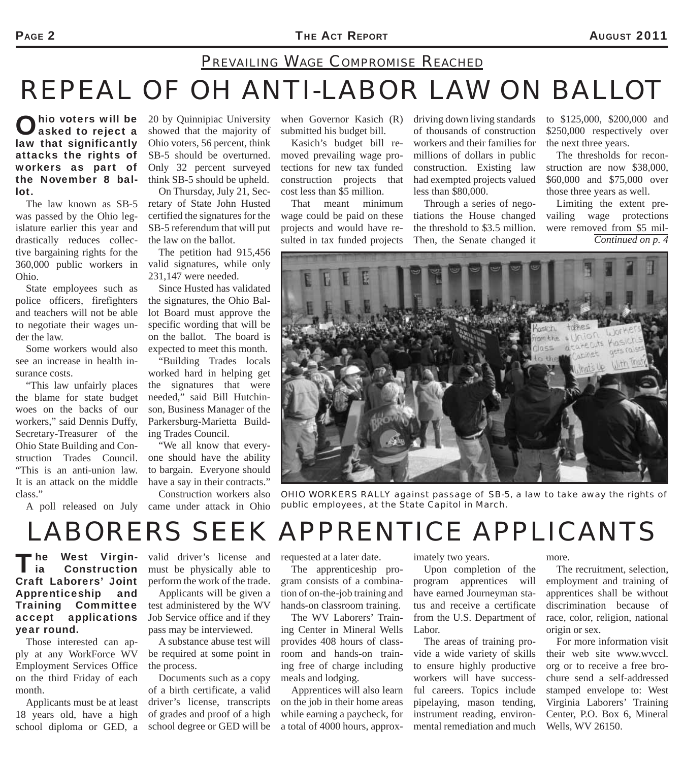## Prevailing Wage Compromise Reached

# REPEAL OF OH ANTI-LABOR LAW ON BALLOT

**Ohio voters will be asked to reject a law that significantly attacks the rights of workers as part of the November 8 ballot.**

The law known as SB-5 was passed by the Ohio legislature earlier this year and drastically reduces collective bargaining rights for the 360,000 public workers in Ohio.

State employees such as police officers, firefighters and teachers will not be able to negotiate their wages under the law.

Some workers would also see an increase in health insurance costs.

"This law unfairly places the blame for state budget woes on the backs of our workers," said Dennis Duffy, Secretary-Treasurer of the Ohio State Building and Construction Trades Council. "This is an anti-union law. It is an attack on the middle class."

A poll released on July 20 by Quinnipiac University showed that the majority of Ohio voters, 56 percent, think SB-5 should be overturned. Only 32 percent surveyed think SB-5 should be upheld.

On Thursday, July 21, Secretary of State John Husted certified the signatures for the SB-5 referendum that will put the law on the ballot.

The petition had 915,456 valid signatures, while only 231,147 were needed.

Since Husted has validated the signatures, the Ohio Ballot Board must approve the specific wording that will be on the ballot. The board is expected to meet this month.

"Building Trades locals worked hard in helping get the signatures that were needed," said Bill Hutchinson, Business Manager of the Parkersburg-Marietta Building Trades Council.

"We all know that everyone should have the ability to bargain. Everyone should have a say in their contracts."

Construction workers also came under attack in Ohio when Governor Kasich (R) submitted his budget bill.

Kasich's budget bill removed prevailing wage protections for new tax funded construction projects that cost less than $5 million.

That meant minimum wage could be paid on these projects and would have resulted in tax funded projects driving down living standards of thousands of construction workers and their families for millions of dollars in public construction. Existing law had exempted projects valued less than $80,000.

Through a series of negotiations the House changed the threshold to $3.5 million. Then, the Senate changed it to $125,000, $200,000 and $250,000 respectively over the next three years.

The thresholds for reconstruction are now $38,000, $60,000 and $75,000 over those three years as well.

Limiting the extent prevailing wage protections were removed from $5 mil-

*Continued on p. 4*

OHIO WORKERS RALLY against passage of SB-5, a law to take away the rights of public employees, at the State Capitol in March.

# LABORERS SEEK APPRENTICE APPLICANTS

**The West Virginia Construction Craft Laborers' Joint Apprenticeship and Training Committee accept applications year round.**

Those interested can apply at any WorkForce WV Employment Services Office on the third Friday of each month.

Applicants must be at least 18 years old, have a high school diploma or GED, a valid driver's license and must be physically able to perform the work of the trade.

Applicants will be given a test administered by the WV Job Service office and if they pass may be interviewed.

A substance abuse test will be required at some point in the process.

Documents such as a copy of a birth certificate, a valid driver's license, transcripts of grades and proof of a high school degree or GED will be requested at a later date.

The apprenticeship program consists of a combination of on-the-job training and hands-on classroom training.

The WV Laborers' Training Center in Mineral Wells provides 408 hours of classroom and hands-on training free of charge including meals and lodging.

Apprentices will also learn on the job in their home areas while earning a paycheck, for a total of 4000 hours, approximately two years.

Upon completion of the program apprentices will have earned Journeyman status and receive a certificate from the U.S. Department of Labor.

The areas of training provide a wide variety of skills to ensure highly productive workers will have successful careers. Topics include pipelaying, mason tending, instrument reading, environmental remediation and much more.

The recruitment, selection, employment and training of apprentices shall be without discrimination because of race, color, religion, national origin or sex.

For more information visit their web site www.wvccl.org or to receive a free brochure send a self-addressed stamped envelope to: West Virginia Laborers' Training Center, P.O. Box 6, Mineral Wells, WV 26150.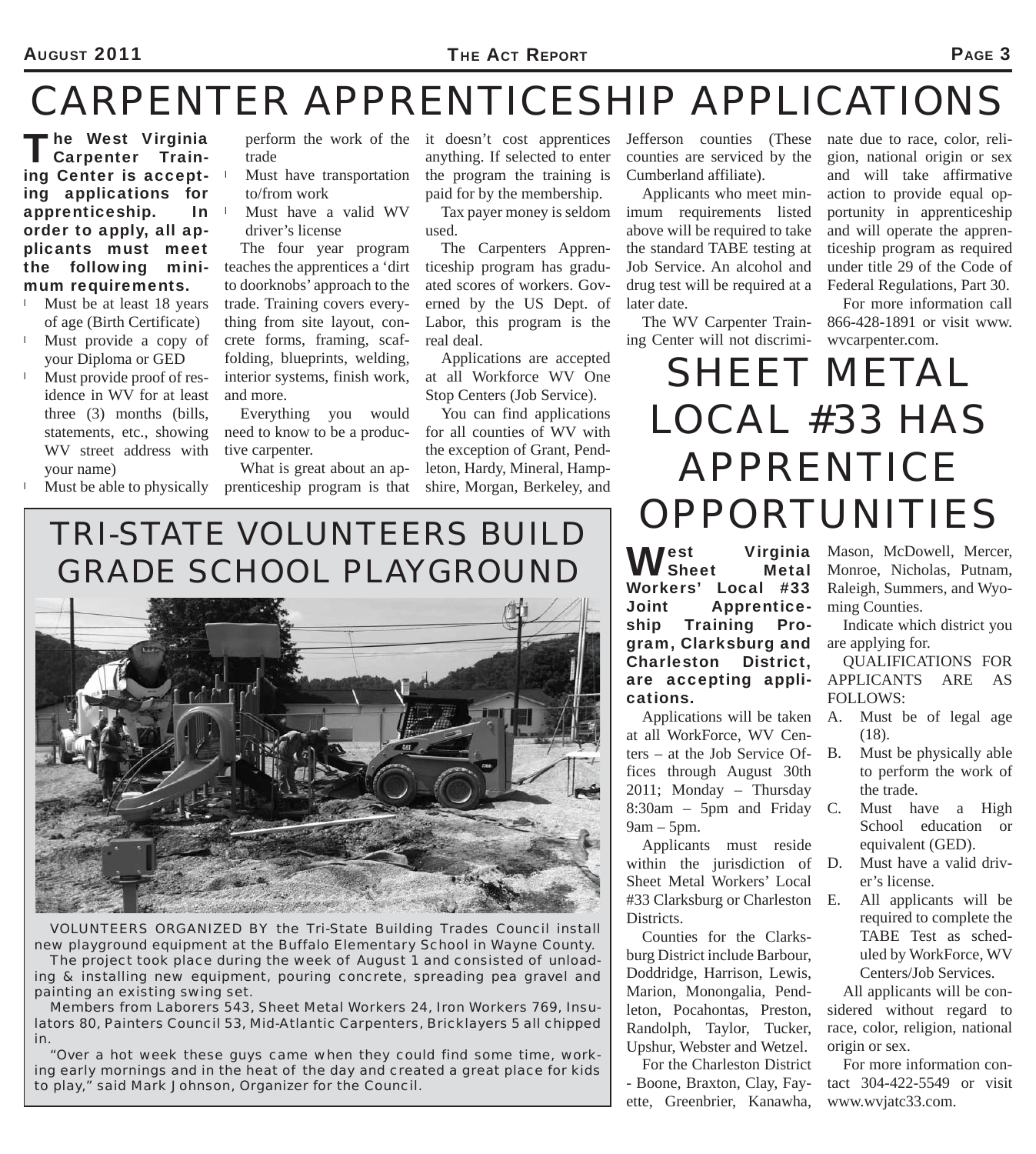# CARPENTER APPRENTICESHIP APPLICATIONS

**The West Virginia Carpenter Training Center is accepting applications for apprenticeship. In order to apply, all applicants must meet the following minimum requirements.**

- Must be at least 18 years of age (Birth Certificate)
- Must provide a copy of your Diploma or GED
- Must provide proof of residence in WV for at least three (3) months (bills, statements, etc., showing WV street address with your name)
- Must be able to physically perform the work of the trade
- Must have transportation to/from work
- Must have a valid WV driver's license

The four year program teaches the apprentices a 'dirt to doorknobs' approach to the trade. Training covers everything from site layout, concrete forms, framing, scaffolding, blueprints, welding, interior systems, finish work, and more.

Everything you would need to know to be a productive carpenter.

What is great about an apprenticeship program is that it doesn't cost apprentices anything. If selected to enter the program the training is paid for by the membership.

Tax payer money is seldom used.

The Carpenters Apprenticeship program has graduated scores of workers. Governed by the US Dept. of Labor, this program is the real deal.

Applications are accepted at all Workforce WV One Stop Centers (Job Service).

You can find applications for all counties of WV with the exception of Grant, Pendleton, Hardy, Mineral, Hampshire, Morgan, Berkeley, and Jefferson counties (These counties are serviced by the Cumberland affiliate).

Applicants who meet minimum requirements listed above will be required to take the standard TABE testing at Job Service. An alcohol and drug test will be required at a later date.

The WV Carpenter Training Center will not discriminate due to race, color, religion, national origin or sex and will take affirmative action to provide equal opportunity in apprenticeship and will operate the apprenticeship program as required under title 29 of the Code of Federal Regulations, Part 30.

For more information call 866-428-1891 or visit www.wvcarpenter.com.

# TRI-STATE VOLUNTEERS BUILD GRADE SCHOOL PLAYGROUND

VOLUNTEERS ORGANIZED BY the Tri-State Building Trades Council install new playground equipment at the Buffalo Elementary School in Wayne County.

The project took place during the week of August 1 and consisted of unloading & installing new equipment, pouring concrete, spreading pea gravel and painting an existing swing set.

Members from Laborers 543, Sheet Metal Workers 24, Iron Workers 769, Insulators 80, Painters Council 53, Mid-Atlantic Carpenters, Bricklayers 5 all chipped in.

"Over a hot week these guys came when they could find some time, working early mornings and in the heat of the day and created a great place for kids to play," said Mark Johnson, Organizer for the Council.

# SHEET METAL LOCAL #33 HAS APPRENTICE OPPORTUNITIES

**West Virginia Sheet Metal Workers' Local #33 Joint Apprenticeship Training Program, Clarksburg and Charleston District, are accepting applications.**

Applications will be taken at all WorkForce, WV Centers – at the Job Service Offices through August 30th 2011; Monday – Thursday 8:30am – 5pm and Friday 9am – 5pm.

Applicants must reside within the jurisdiction of Sheet Metal Workers' Local #33 Clarksburg or Charleston Districts.

Counties for the Clarksburg District include Barbour, Doddridge, Harrison, Lewis, Marion, Monongalia, Pendleton, Pocahontas, Preston, Randolph, Taylor, Tucker, Upshur, Webster and Wetzel.

For the Charleston District - Boone, Braxton, Clay, Fayette, Greenbrier, Kanawha, Mason, McDowell, Mercer, Monroe, Nicholas, Putnam, Raleigh, Summers, and Wyoming Counties.

Indicate which district you are applying for.

QUALIFICATIONS FOR APPLICANTS ARE AS FOLLOWS:

A. Must be of legal age (18).
B. Must be physically able to perform the work of the trade.
C. Must have a High School education or equivalent (GED).
D. Must have a valid driver's license.
E. All applicants will be required to complete the TABE Test as scheduled by WorkForce, WV Centers/Job Services.

All applicants will be considered without regard to race, color, religion, national origin or sex.

For more information contact 304-422-5549 or visit www.wvjatc33.com.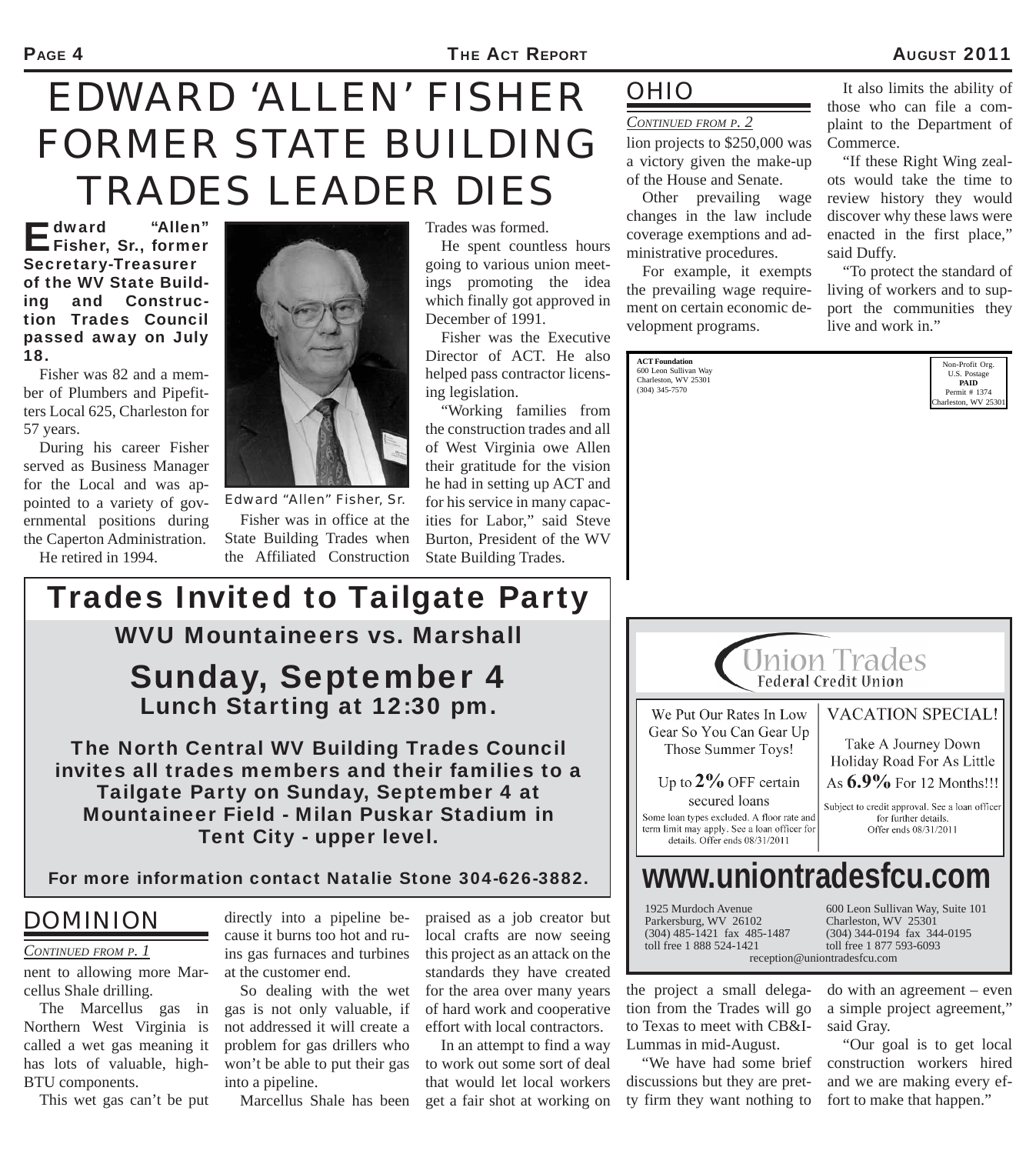# EDWARD 'ALLEN' FISHER FORMER STATE BUILDING TRADES LEADER DIES

**Edward "Allen" Fisher, Sr., former Secretary-Treasurer of the WV State Building and Construction Trades Council passed away on July 18.**

Fisher was 82 and a member of Plumbers and Pipefitters Local 625, Charleston for 57 years.

During his career Fisher served as Business Manager for the Local and was appointed to a variety of governmental positions during the Caperton Administration.

He retired in 1994.

Edward "Allen" Fisher, Sr.

Fisher was in office at the State Building Trades when the Affiliated Construction Trades was formed.

He spent countless hours going to various union meetings promoting the idea which finally got approved in December of 1991.

Fisher was the Executive Director of ACT. He also helped pass contractor licensing legislation.

"Working families from the construction trades and all of West Virginia owe Allen their gratitude for the vision he had in setting up ACT and for his service in many capacities for Labor," said Steve Burton, President of the WV State Building Trades.

## OHIO

*CONTINUED FROM P. 2*

lion projects to $250,000 was a victory given the make-up of the House and Senate.

Other prevailing wage changes in the law include coverage exemptions and administrative procedures.

For example, it exempts the prevailing wage requirement on certain economic development programs.

It also limits the ability of those who can file a complaint to the Department of Commerce.

"If these Right Wing zealots would take the time to review history they would discover why these laws were enacted in the first place," said Duffy.

"To protect the standard of living of workers and to support the communities they live and work in."

**ACT Foundation**
600 Leon Sullivan Way
Charleston, WV 25301
(304) 345-7570

Non-Profit Org.
U.S. Postage
**PAID**
Permit # 1374
Charleston, WV 25301

## Trades Invited to Tailgate Party

### WVU Mountaineers vs. Marshall

### Sunday, September 4

**Lunch Starting at 12:30 pm.**

**The North Central WV Building Trades Council invites all trades members and their families to a Tailgate Party on Sunday, September 4 at Mountaineer Field - Milan Puskar Stadium in Tent City - upper level.**

**For more information contact Natalie Stone 304-626-3882.**

**Union Trades** Federal Credit Union

We Put Our Rates In Low Gear So You Can Gear Up Those Summer Toys!

Up to **2%** OFF certain secured loans

Some loan types excluded. A floor rate and term limit may apply. See a loan officer for details. Offer ends 08/31/2011

VACATION SPECIAL!

Take A Journey Down Holiday Road For As Little As **6.9%** For 12 Months!!!

Subject to credit approval. See a loan officer for further details. Offer ends 08/31/2011

**www.uniontradesfcu.com**

1925 Murdoch Avenue
Parkersburg, WV 26102
(304) 485-1421 fax 485-1487
toll free 1 888 524-1421

600 Leon Sullivan Way, Suite 101
Charleston, WV 25301
(304) 344-0194 fax 344-0195
toll free 1 877 593-6093

reception@uniontradesfcu.com

## DOMINION

*CONTINUED FROM P. 1*

nent to allowing more Marcellus Shale drilling.

The Marcellus gas in Northern West Virginia is called a wet gas meaning it has lots of valuable, high-BTU components.

This wet gas can't be put directly into a pipeline because it burns too hot and ruins gas furnaces and turbines at the customer end.

So dealing with the wet gas is not only valuable, if not addressed it will create a problem for gas drillers who won't be able to put their gas into a pipeline.

Marcellus Shale has been praised as a job creator but local crafts are now seeing this project as an attack on the standards they have created for the area over many years of hard work and cooperative effort with local contractors.

In an attempt to find a way to work out some sort of deal that would let local workers get a fair shot at working on the project a small delegation from the Trades will go to Texas to meet with CB&I-Lummas in mid-August.

"We have had some brief discussions but they are pretty firm they want nothing to do with an agreement – even a simple project agreement," said Gray.

"Our goal is to get local construction workers hired and we are making every effort to make that happen."